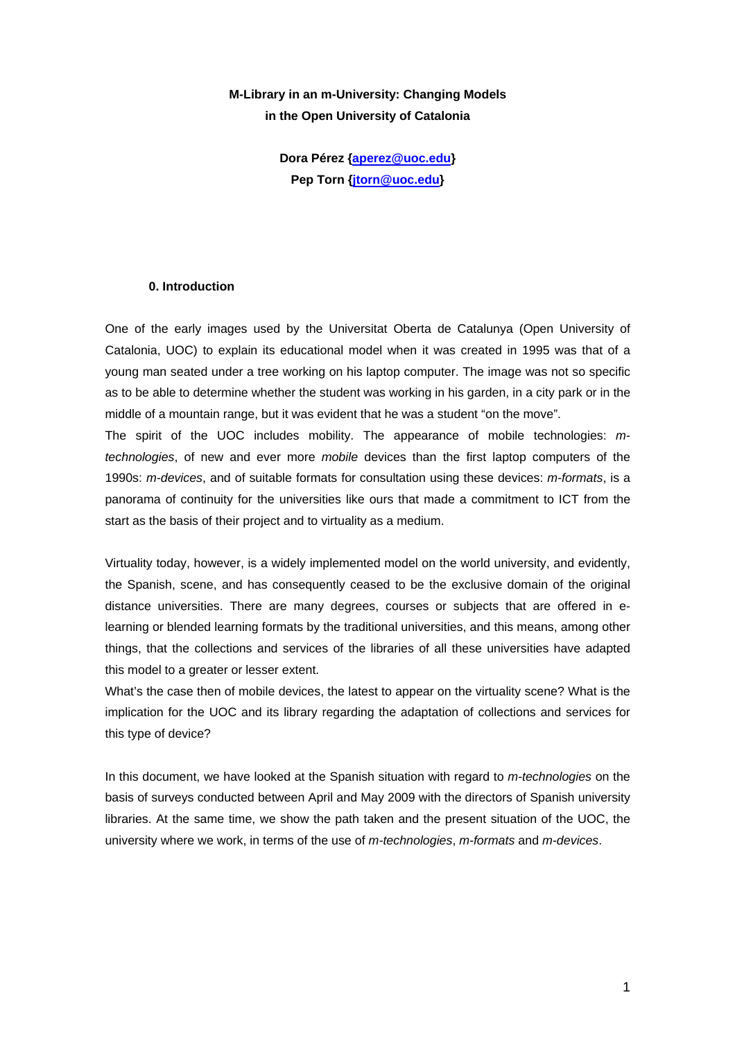# M-Library in an m-University: Changing Models in the Open University of Catalonia

**Dora Pérez {aperez@uoc.edu}**
**Pep Torn {jtorn@uoc.edu}**

## 0. Introduction

One of the early images used by the Universitat Oberta de Catalunya (Open University of Catalonia, UOC) to explain its educational model when it was created in 1995 was that of a young man seated under a tree working on his laptop computer. The image was not so specific as to be able to determine whether the student was working in his garden, in a city park or in the middle of a mountain range, but it was evident that he was a student "on the move".

The spirit of the UOC includes mobility. The appearance of mobile technologies: *m-technologies*, of new and ever more *mobile* devices than the first laptop computers of the 1990s: *m-devices*, and of suitable formats for consultation using these devices: *m-formats*, is a panorama of continuity for the universities like ours that made a commitment to ICT from the start as the basis of their project and to virtuality as a medium.

Virtuality today, however, is a widely implemented model on the world university, and evidently, the Spanish, scene, and has consequently ceased to be the exclusive domain of the original distance universities. There are many degrees, courses or subjects that are offered in e-learning or blended learning formats by the traditional universities, and this means, among other things, that the collections and services of the libraries of all these universities have adapted this model to a greater or lesser extent.

What's the case then of mobile devices, the latest to appear on the virtuality scene? What is the implication for the UOC and its library regarding the adaptation of collections and services for this type of device?

In this document, we have looked at the Spanish situation with regard to *m-technologies* on the basis of surveys conducted between April and May 2009 with the directors of Spanish university libraries. At the same time, we show the path taken and the present situation of the UOC, the university where we work, in terms of the use of *m-technologies*, *m-formats* and *m-devices*.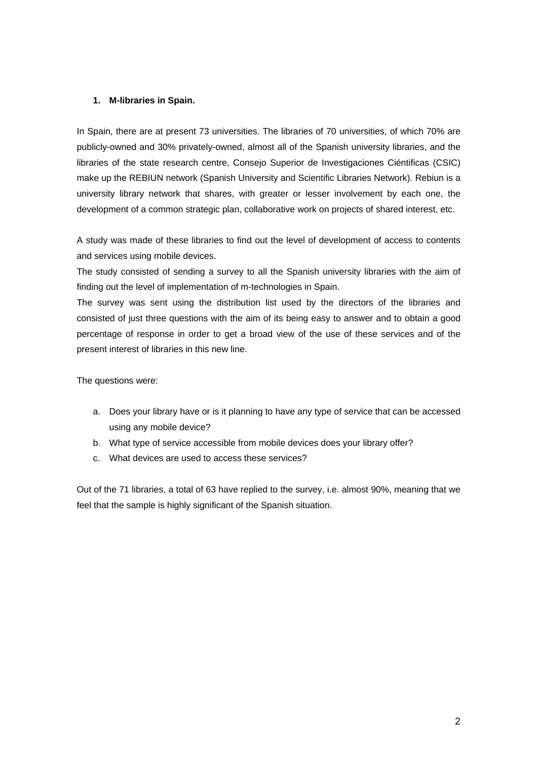**1. M-libraries in Spain.**

In Spain, there are at present 73 universities. The libraries of 70 universities, of which 70% are publicly-owned and 30% privately-owned, almost all of the Spanish university libraries, and the libraries of the state research centre, Consejo Superior de Investigaciones Ciéntificas (CSIC) make up the REBIUN network (Spanish University and Scientific Libraries Network). Rebiun is a university library network that shares, with greater or lesser involvement by each one, the development of a common strategic plan, collaborative work on projects of shared interest, etc.

A study was made of these libraries to find out the level of development of access to contents and services using mobile devices.

The study consisted of sending a survey to all the Spanish university libraries with the aim of finding out the level of implementation of m-technologies in Spain.

The survey was sent using the distribution list used by the directors of the libraries and consisted of just three questions with the aim of its being easy to answer and to obtain a good percentage of response in order to get a broad view of the use of these services and of the present interest of libraries in this new line.

The questions were:

a. Does your library have or is it planning to have any type of service that can be accessed using any mobile device?
b. What type of service accessible from mobile devices does your library offer?
c. What devices are used to access these services?

Out of the 71 libraries, a total of 63 have replied to the survey, i.e. almost 90%, meaning that we feel that the sample is highly significant of the Spanish situation.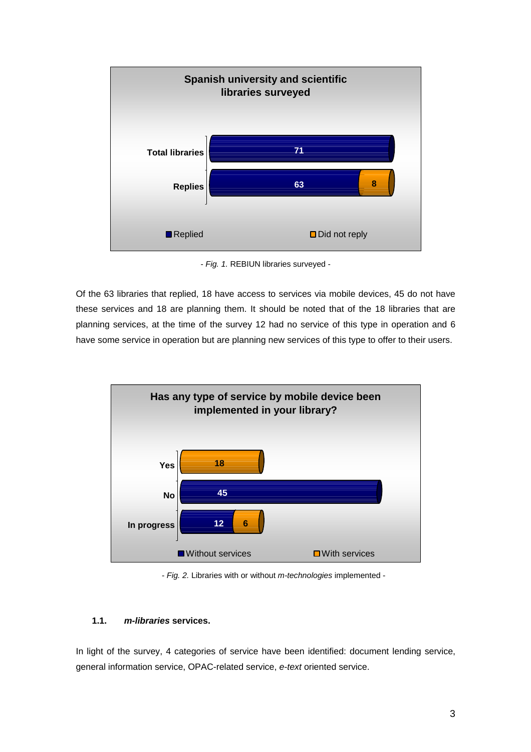Spanish university and scientific libraries surveyed

Total libraries

71

Replies

63

8

Replied

Did not reply

- *Fig. 1.* REBIUN libraries surveyed -

Of the 63 libraries that replied, 18 have access to services via mobile devices, 45 do not have these services and 18 are planning them. It should be noted that of the 18 libraries that are planning services, at the time of the survey 12 had no service of this type in operation and 6 have some service in operation but are planning new services of this type to offer to their users.

Has any type of service by mobile device been implemented in your library?

Yes

18

No

45

In progress

12

6

Without services

With services

- *Fig. 2.* Libraries with or without *m-technologies* implemented -

### 1.1. *m-libraries* services.

In light of the survey, 4 categories of service have been identified: document lending service, general information service, OPAC-related service, *e-text* oriented service.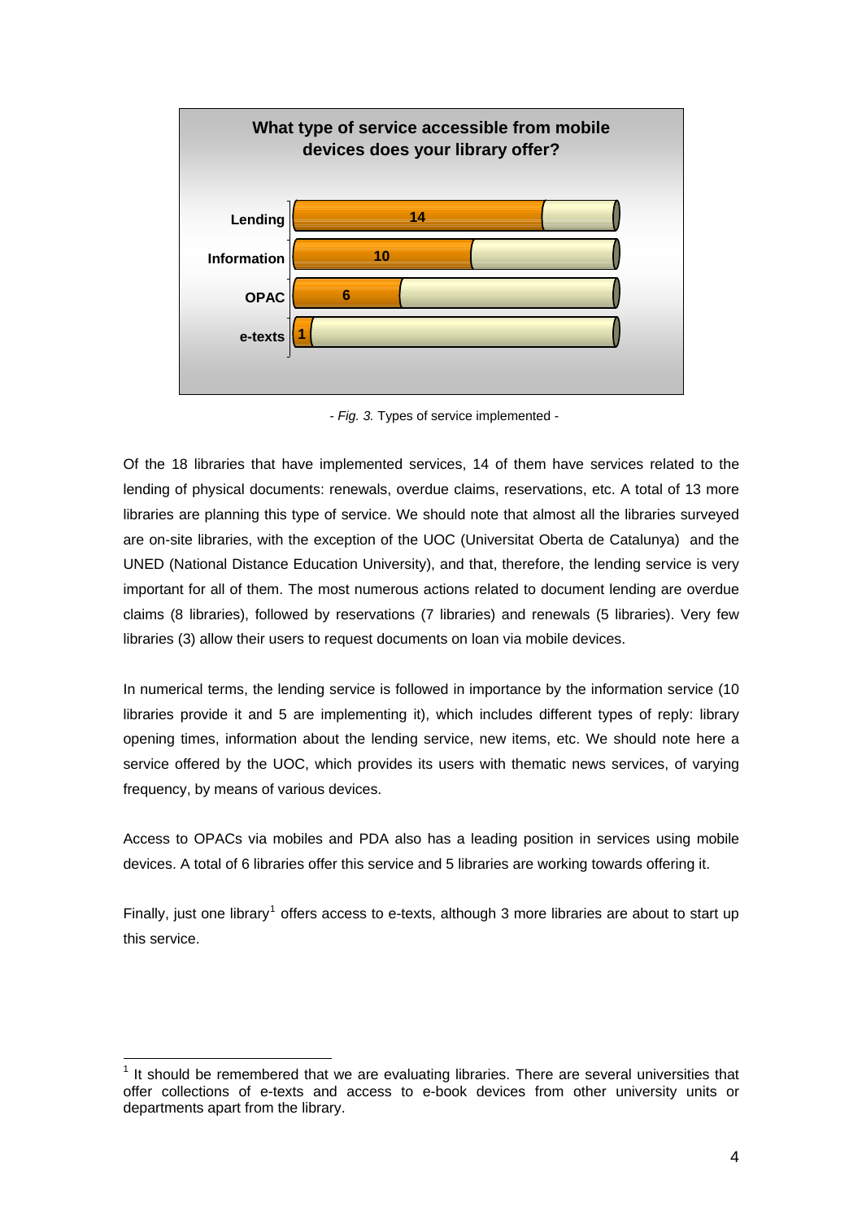What type of service accessible from mobile devices does your library offer?

Lending
14
Information
10
OPAC
6
e-texts
1

- *Fig. 3.* Types of service implemented -

Of the 18 libraries that have implemented services, 14 of them have services related to the lending of physical documents: renewals, overdue claims, reservations, etc. A total of 13 more libraries are planning this type of service. We should note that almost all the libraries surveyed are on-site libraries, with the exception of the UOC (Universitat Oberta de Catalunya) and the UNED (National Distance Education University), and that, therefore, the lending service is very important for all of them. The most numerous actions related to document lending are overdue claims (8 libraries), followed by reservations (7 libraries) and renewals (5 libraries). Very few libraries (3) allow their users to request documents on loan via mobile devices.

In numerical terms, the lending service is followed in importance by the information service (10 libraries provide it and 5 are implementing it), which includes different types of reply: library opening times, information about the lending service, new items, etc. We should note here a service offered by the UOC, which provides its users with thematic news services, of varying frequency, by means of various devices.

Access to OPACs via mobiles and PDA also has a leading position in services using mobile devices. A total of 6 libraries offer this service and 5 libraries are working towards offering it.

Finally, just one library[1] offers access to e-texts, although 3 more libraries are about to start up this service.

[1] It should be remembered that we are evaluating libraries. There are several universities that offer collections of e-texts and access to e-book devices from other university units or departments apart from the library.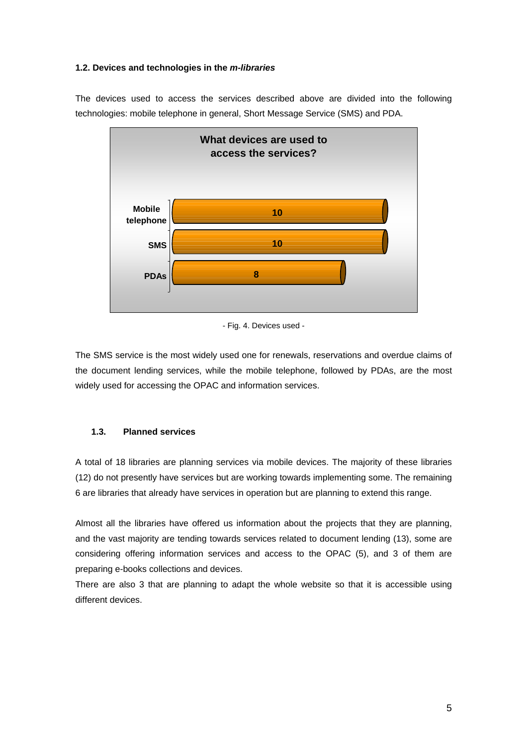### 1.2. Devices and technologies in the *m-libraries*

The devices used to access the services described above are divided into the following technologies: mobile telephone in general, Short Message Service (SMS) and PDA.

What devices are used to access the services?

Mobile telephone
10

SMS
10

PDAs
8

- Fig. 4. Devices used -

The SMS service is the most widely used one for renewals, reservations and overdue claims of the document lending services, while the mobile telephone, followed by PDAs, are the most widely used for accessing the OPAC and information services.

### 1.3. Planned services

A total of 18 libraries are planning services via mobile devices. The majority of these libraries (12) do not presently have services but are working towards implementing some. The remaining 6 are libraries that already have services in operation but are planning to extend this range.

Almost all the libraries have offered us information about the projects that they are planning, and the vast majority are tending towards services related to document lending (13), some are considering offering information services and access to the OPAC (5), and 3 of them are preparing e-books collections and devices.

There are also 3 that are planning to adapt the whole website so that it is accessible using different devices.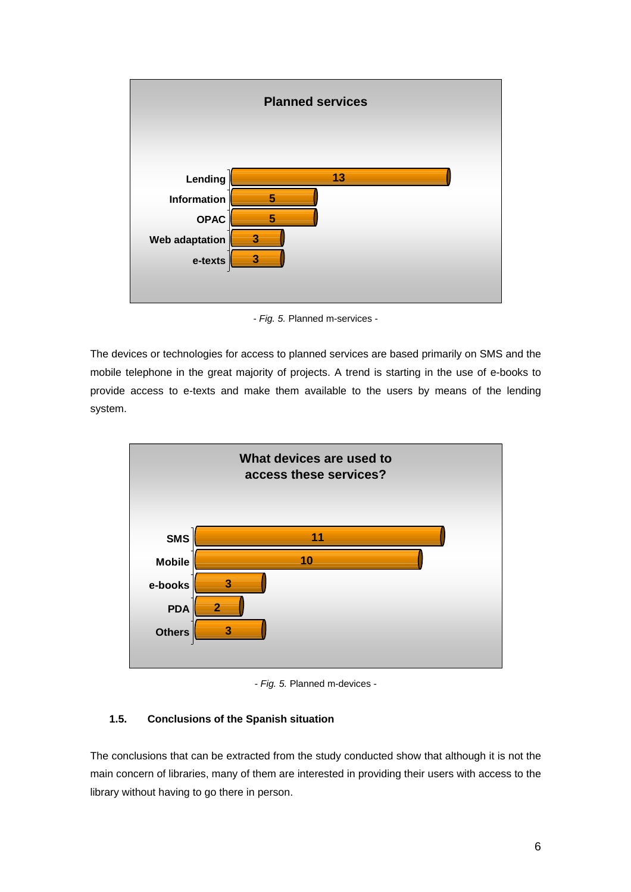Planned services

Lending 13
Information 5
OPAC 5
Web adaptation 3
e-texts 3

- *Fig. 5.* Planned m-services -

The devices or technologies for access to planned services are based primarily on SMS and the mobile telephone in the great majority of projects. A trend is starting in the use of e-books to provide access to e-texts and make them available to the users by means of the lending system.

What devices are used to access these services?

SMS 11
Mobile 10
e-books 3
PDA 2
Others 3

- *Fig. 5.* Planned m-devices -

### 1.5. Conclusions of the Spanish situation

The conclusions that can be extracted from the study conducted show that although it is not the main concern of libraries, many of them are interested in providing their users with access to the library without having to go there in person.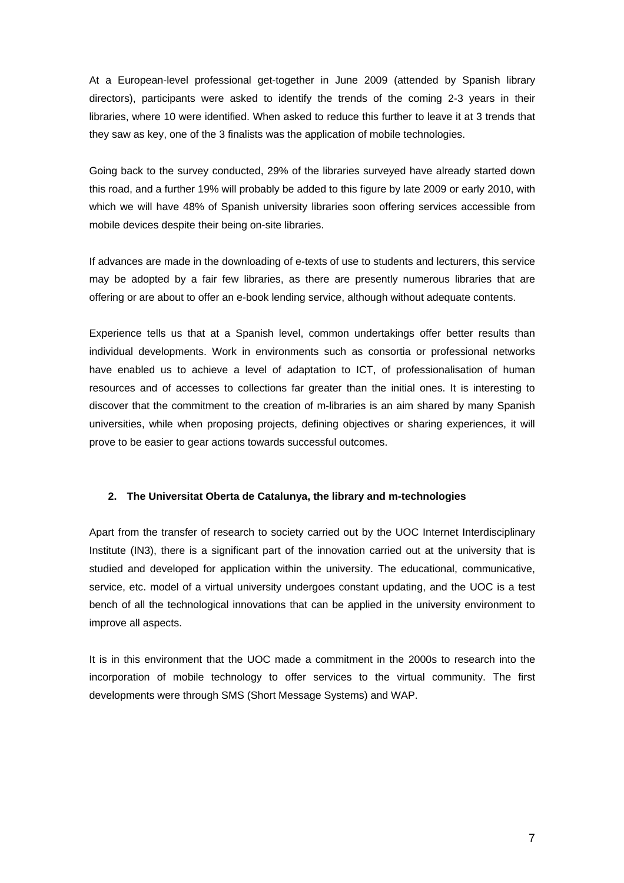At a European-level professional get-together in June 2009 (attended by Spanish library directors), participants were asked to identify the trends of the coming 2-3 years in their libraries, where 10 were identified. When asked to reduce this further to leave it at 3 trends that they saw as key, one of the 3 finalists was the application of mobile technologies.

Going back to the survey conducted, 29% of the libraries surveyed have already started down this road, and a further 19% will probably be added to this figure by late 2009 or early 2010, with which we will have 48% of Spanish university libraries soon offering services accessible from mobile devices despite their being on-site libraries.

If advances are made in the downloading of e-texts of use to students and lecturers, this service may be adopted by a fair few libraries, as there are presently numerous libraries that are offering or are about to offer an e-book lending service, although without adequate contents.

Experience tells us that at a Spanish level, common undertakings offer better results than individual developments. Work in environments such as consortia or professional networks have enabled us to achieve a level of adaptation to ICT, of professionalisation of human resources and of accesses to collections far greater than the initial ones. It is interesting to discover that the commitment to the creation of m-libraries is an aim shared by many Spanish universities, while when proposing projects, defining objectives or sharing experiences, it will prove to be easier to gear actions towards successful outcomes.

## 2. The Universitat Oberta de Catalunya, the library and m-technologies

Apart from the transfer of research to society carried out by the UOC Internet Interdisciplinary Institute (IN3), there is a significant part of the innovation carried out at the university that is studied and developed for application within the university. The educational, communicative, service, etc. model of a virtual university undergoes constant updating, and the UOC is a test bench of all the technological innovations that can be applied in the university environment to improve all aspects.

It is in this environment that the UOC made a commitment in the 2000s to research into the incorporation of mobile technology to offer services to the virtual community. The first developments were through SMS (Short Message Systems) and WAP.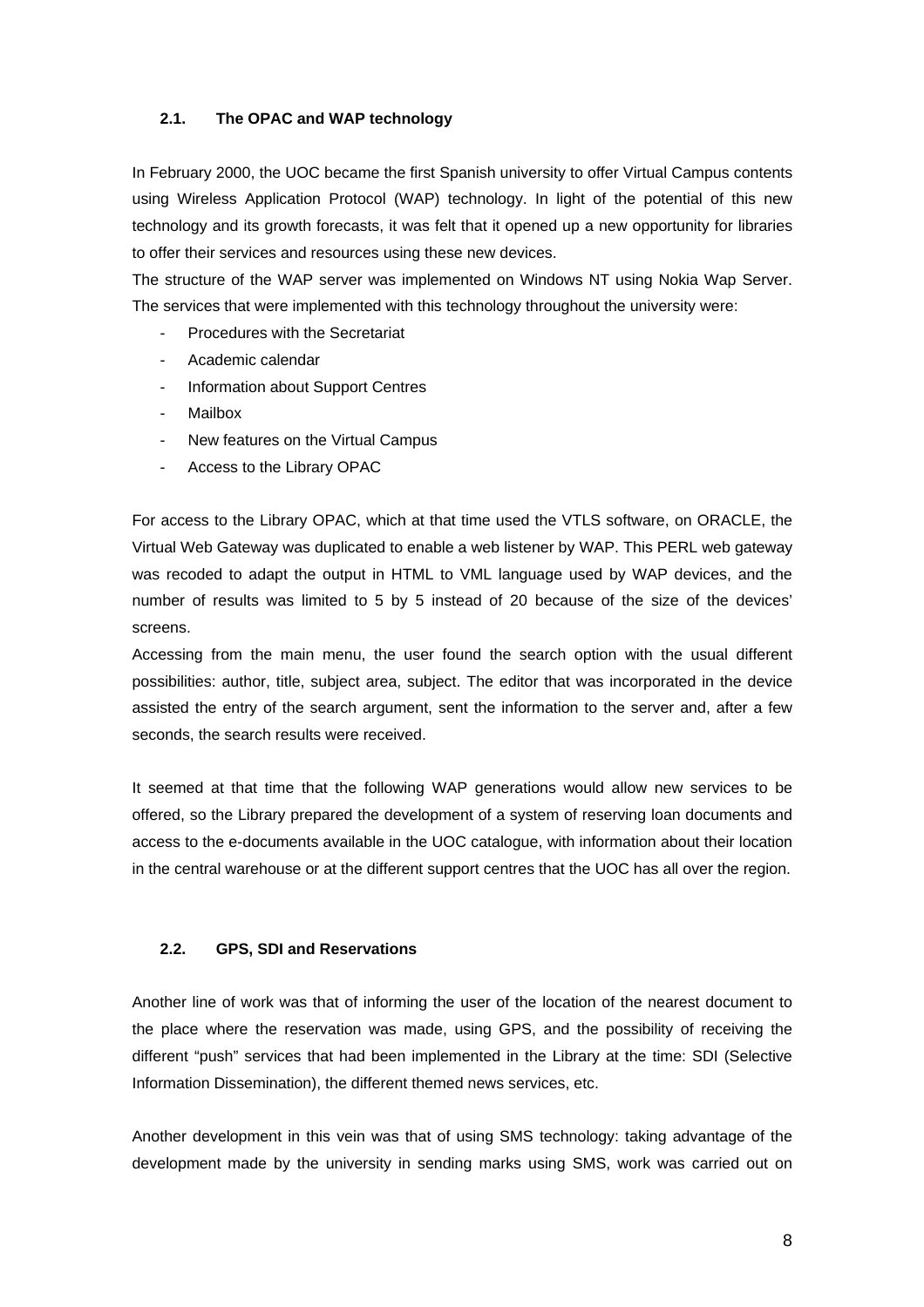### 2.1. The OPAC and WAP technology

In February 2000, the UOC became the first Spanish university to offer Virtual Campus contents using Wireless Application Protocol (WAP) technology. In light of the potential of this new technology and its growth forecasts, it was felt that it opened up a new opportunity for libraries to offer their services and resources using these new devices.

The structure of the WAP server was implemented on Windows NT using Nokia Wap Server. The services that were implemented with this technology throughout the university were:

- Procedures with the Secretariat
- Academic calendar
- Information about Support Centres
- Mailbox
- New features on the Virtual Campus
- Access to the Library OPAC

For access to the Library OPAC, which at that time used the VTLS software, on ORACLE, the Virtual Web Gateway was duplicated to enable a web listener by WAP. This PERL web gateway was recoded to adapt the output in HTML to VML language used by WAP devices, and the number of results was limited to 5 by 5 instead of 20 because of the size of the devices' screens.

Accessing from the main menu, the user found the search option with the usual different possibilities: author, title, subject area, subject. The editor that was incorporated in the device assisted the entry of the search argument, sent the information to the server and, after a few seconds, the search results were received.

It seemed at that time that the following WAP generations would allow new services to be offered, so the Library prepared the development of a system of reserving loan documents and access to the e-documents available in the UOC catalogue, with information about their location in the central warehouse or at the different support centres that the UOC has all over the region.

### 2.2. GPS, SDI and Reservations

Another line of work was that of informing the user of the location of the nearest document to the place where the reservation was made, using GPS, and the possibility of receiving the different "push" services that had been implemented in the Library at the time: SDI (Selective Information Dissemination), the different themed news services, etc.

Another development in this vein was that of using SMS technology: taking advantage of the development made by the university in sending marks using SMS, work was carried out on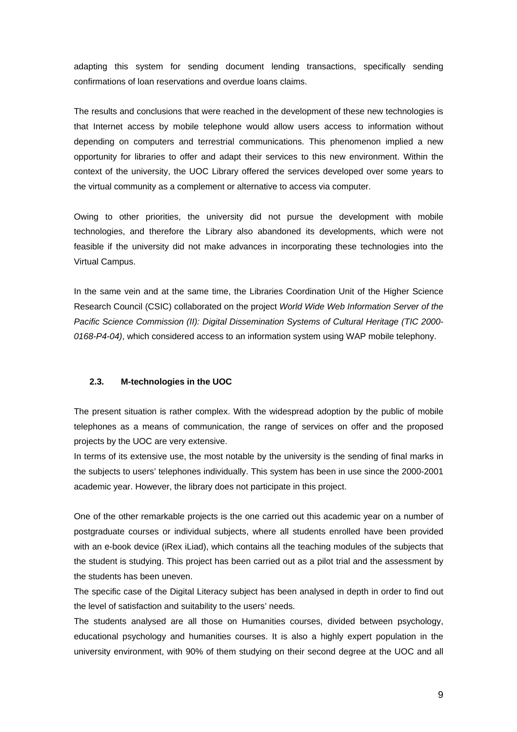adapting this system for sending document lending transactions, specifically sending confirmations of loan reservations and overdue loans claims.

The results and conclusions that were reached in the development of these new technologies is that Internet access by mobile telephone would allow users access to information without depending on computers and terrestrial communications. This phenomenon implied a new opportunity for libraries to offer and adapt their services to this new environment. Within the context of the university, the UOC Library offered the services developed over some years to the virtual community as a complement or alternative to access via computer.

Owing to other priorities, the university did not pursue the development with mobile technologies, and therefore the Library also abandoned its developments, which were not feasible if the university did not make advances in incorporating these technologies into the Virtual Campus.

In the same vein and at the same time, the Libraries Coordination Unit of the Higher Science Research Council (CSIC) collaborated on the project *World Wide Web Information Server of the Pacific Science Commission (II): Digital Dissemination Systems of Cultural Heritage (TIC 2000-0168-P4-04)*, which considered access to an information system using WAP mobile telephony.

### 2.3. M-technologies in the UOC

The present situation is rather complex. With the widespread adoption by the public of mobile telephones as a means of communication, the range of services on offer and the proposed projects by the UOC are very extensive.

In terms of its extensive use, the most notable by the university is the sending of final marks in the subjects to users' telephones individually. This system has been in use since the 2000-2001 academic year. However, the library does not participate in this project.

One of the other remarkable projects is the one carried out this academic year on a number of postgraduate courses or individual subjects, where all students enrolled have been provided with an e-book device (iRex iLiad), which contains all the teaching modules of the subjects that the student is studying. This project has been carried out as a pilot trial and the assessment by the students has been uneven.

The specific case of the Digital Literacy subject has been analysed in depth in order to find out the level of satisfaction and suitability to the users' needs.

The students analysed are all those on Humanities courses, divided between psychology, educational psychology and humanities courses. It is also a highly expert population in the university environment, with 90% of them studying on their second degree at the UOC and all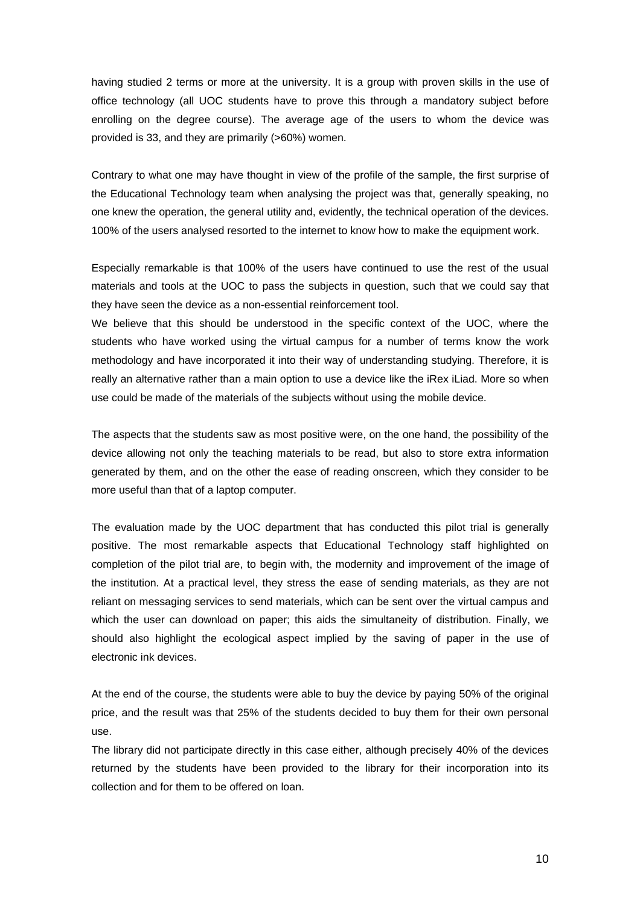having studied 2 terms or more at the university. It is a group with proven skills in the use of office technology (all UOC students have to prove this through a mandatory subject before enrolling on the degree course). The average age of the users to whom the device was provided is 33, and they are primarily (>60%) women.

Contrary to what one may have thought in view of the profile of the sample, the first surprise of the Educational Technology team when analysing the project was that, generally speaking, no one knew the operation, the general utility and, evidently, the technical operation of the devices. 100% of the users analysed resorted to the internet to know how to make the equipment work.

Especially remarkable is that 100% of the users have continued to use the rest of the usual materials and tools at the UOC to pass the subjects in question, such that we could say that they have seen the device as a non-essential reinforcement tool.

We believe that this should be understood in the specific context of the UOC, where the students who have worked using the virtual campus for a number of terms know the work methodology and have incorporated it into their way of understanding studying. Therefore, it is really an alternative rather than a main option to use a device like the iRex iLiad. More so when use could be made of the materials of the subjects without using the mobile device.

The aspects that the students saw as most positive were, on the one hand, the possibility of the device allowing not only the teaching materials to be read, but also to store extra information generated by them, and on the other the ease of reading onscreen, which they consider to be more useful than that of a laptop computer.

The evaluation made by the UOC department that has conducted this pilot trial is generally positive. The most remarkable aspects that Educational Technology staff highlighted on completion of the pilot trial are, to begin with, the modernity and improvement of the image of the institution. At a practical level, they stress the ease of sending materials, as they are not reliant on messaging services to send materials, which can be sent over the virtual campus and which the user can download on paper; this aids the simultaneity of distribution. Finally, we should also highlight the ecological aspect implied by the saving of paper in the use of electronic ink devices.

At the end of the course, the students were able to buy the device by paying 50% of the original price, and the result was that 25% of the students decided to buy them for their own personal use.

The library did not participate directly in this case either, although precisely 40% of the devices returned by the students have been provided to the library for their incorporation into its collection and for them to be offered on loan.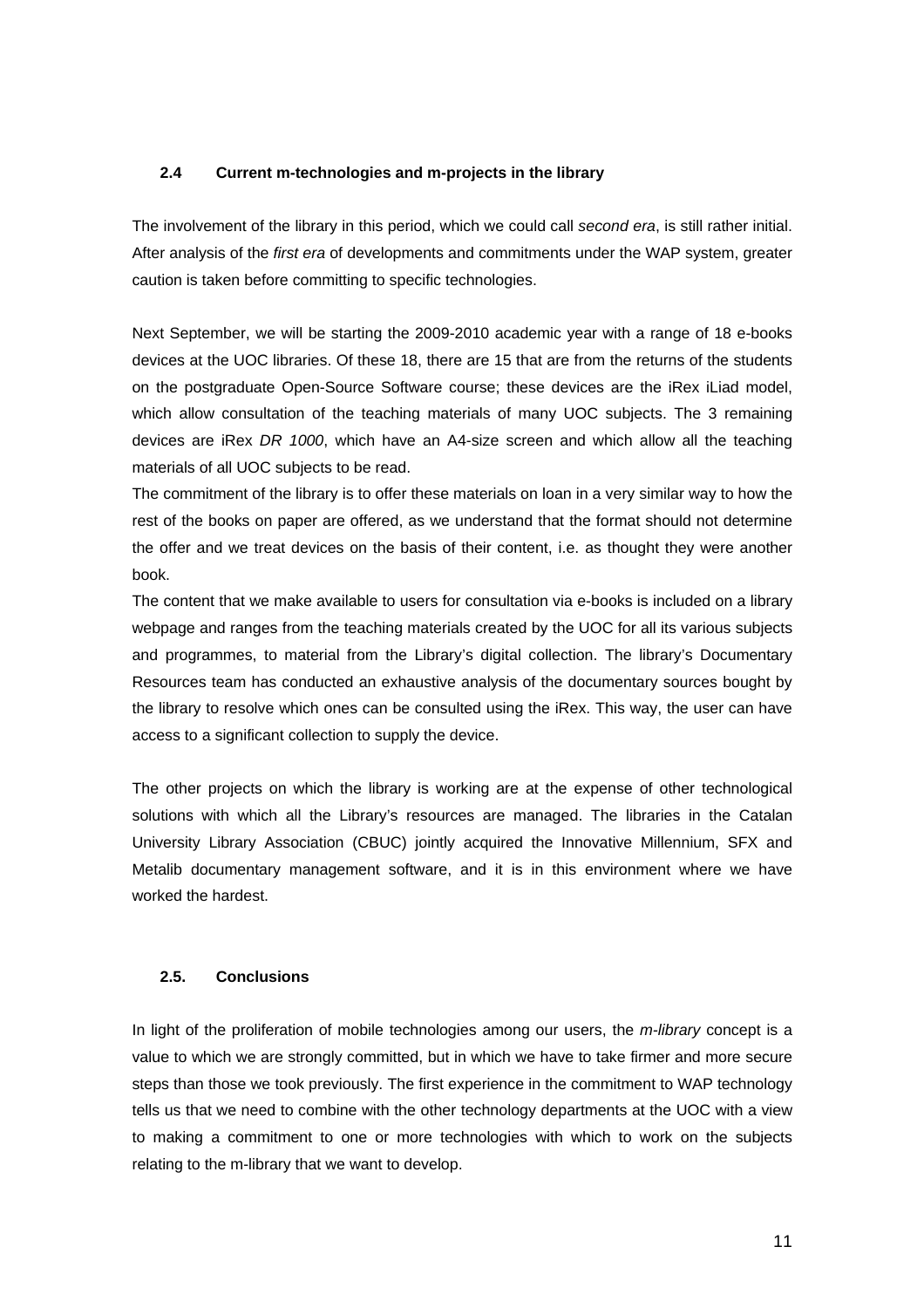### 2.4 Current m-technologies and m-projects in the library

The involvement of the library in this period, which we could call *second era*, is still rather initial. After analysis of the *first era* of developments and commitments under the WAP system, greater caution is taken before committing to specific technologies.

Next September, we will be starting the 2009-2010 academic year with a range of 18 e-books devices at the UOC libraries. Of these 18, there are 15 that are from the returns of the students on the postgraduate Open-Source Software course; these devices are the iRex iLiad model, which allow consultation of the teaching materials of many UOC subjects. The 3 remaining devices are iRex *DR 1000*, which have an A4-size screen and which allow all the teaching materials of all UOC subjects to be read.

The commitment of the library is to offer these materials on loan in a very similar way to how the rest of the books on paper are offered, as we understand that the format should not determine the offer and we treat devices on the basis of their content, i.e. as thought they were another book.

The content that we make available to users for consultation via e-books is included on a library webpage and ranges from the teaching materials created by the UOC for all its various subjects and programmes, to material from the Library's digital collection. The library's Documentary Resources team has conducted an exhaustive analysis of the documentary sources bought by the library to resolve which ones can be consulted using the iRex. This way, the user can have access to a significant collection to supply the device.

The other projects on which the library is working are at the expense of other technological solutions with which all the Library's resources are managed. The libraries in the Catalan University Library Association (CBUC) jointly acquired the Innovative Millennium, SFX and Metalib documentary management software, and it is in this environment where we have worked the hardest.

### 2.5. Conclusions

In light of the proliferation of mobile technologies among our users, the *m-library* concept is a value to which we are strongly committed, but in which we have to take firmer and more secure steps than those we took previously. The first experience in the commitment to WAP technology tells us that we need to combine with the other technology departments at the UOC with a view to making a commitment to one or more technologies with which to work on the subjects relating to the m-library that we want to develop.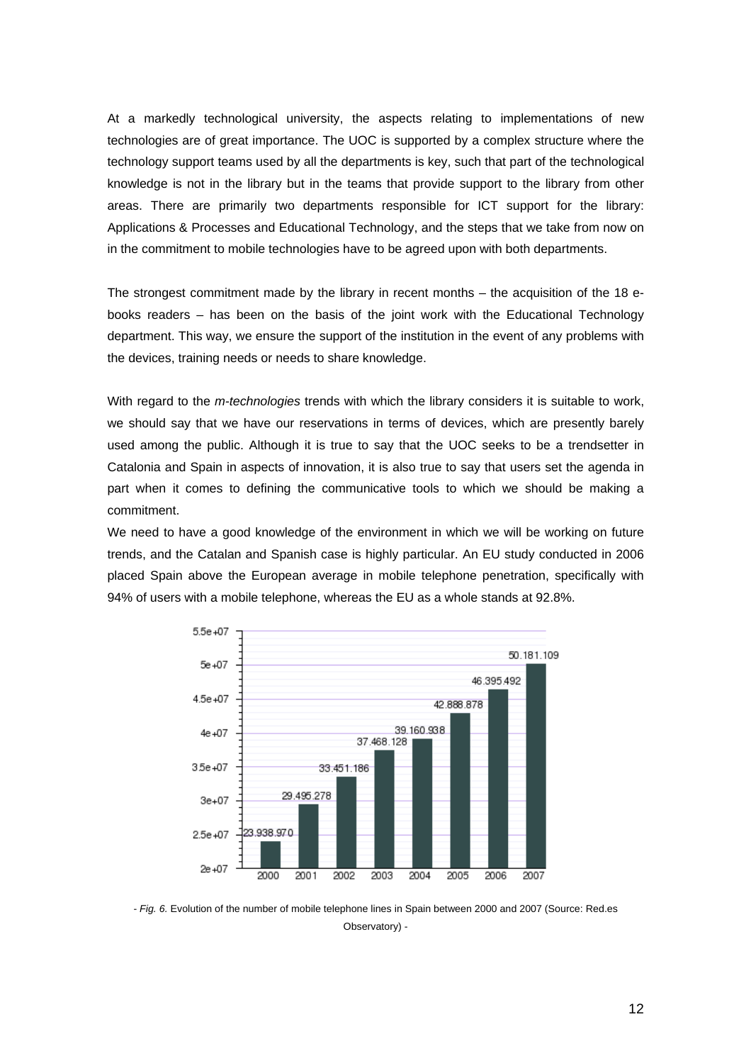At a markedly technological university, the aspects relating to implementations of new technologies are of great importance. The UOC is supported by a complex structure where the technology support teams used by all the departments is key, such that part of the technological knowledge is not in the library but in the teams that provide support to the library from other areas. There are primarily two departments responsible for ICT support for the library: Applications & Processes and Educational Technology, and the steps that we take from now on in the commitment to mobile technologies have to be agreed upon with both departments.

The strongest commitment made by the library in recent months – the acquisition of the 18 e-books readers – has been on the basis of the joint work with the Educational Technology department. This way, we ensure the support of the institution in the event of any problems with the devices, training needs or needs to share knowledge.

With regard to the *m-technologies* trends with which the library considers it is suitable to work, we should say that we have our reservations in terms of devices, which are presently barely used among the public. Although it is true to say that the UOC seeks to be a trendsetter in Catalonia and Spain in aspects of innovation, it is also true to say that users set the agenda in part when it comes to defining the communicative tools to which we should be making a commitment.

We need to have a good knowledge of the environment in which we will be working on future trends, and the Catalan and Spanish case is highly particular. An EU study conducted in 2006 placed Spain above the European average in mobile telephone penetration, specifically with 94% of users with a mobile telephone, whereas the EU as a whole stands at 92.8%.

5.5e+07
5e+07
4.5e+07
4e+07
3.5e+07
3e+07
2.5e+07
2e+07

23.938.970
29.495.278
33.451.186
37.468.128
39.160.938
42.888.878
46.395.492
50.181.109

2000 2001 2002 2003 2004 2005 2006 2007

- *Fig. 6.* Evolution of the number of mobile telephone lines in Spain between 2000 and 2007 (Source: Red.es Observatory) -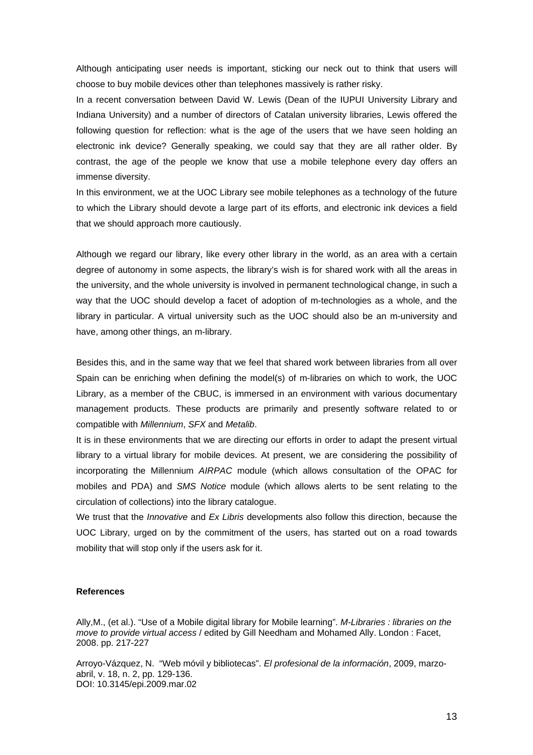Although anticipating user needs is important, sticking our neck out to think that users will choose to buy mobile devices other than telephones massively is rather risky.

In a recent conversation between David W. Lewis (Dean of the IUPUI University Library and Indiana University) and a number of directors of Catalan university libraries, Lewis offered the following question for reflection: what is the age of the users that we have seen holding an electronic ink device? Generally speaking, we could say that they are all rather older. By contrast, the age of the people we know that use a mobile telephone every day offers an immense diversity.

In this environment, we at the UOC Library see mobile telephones as a technology of the future to which the Library should devote a large part of its efforts, and electronic ink devices a field that we should approach more cautiously.

Although we regard our library, like every other library in the world, as an area with a certain degree of autonomy in some aspects, the library's wish is for shared work with all the areas in the university, and the whole university is involved in permanent technological change, in such a way that the UOC should develop a facet of adoption of m-technologies as a whole, and the library in particular. A virtual university such as the UOC should also be an m-university and have, among other things, an m-library.

Besides this, and in the same way that we feel that shared work between libraries from all over Spain can be enriching when defining the model(s) of m-libraries on which to work, the UOC Library, as a member of the CBUC, is immersed in an environment with various documentary management products. These products are primarily and presently software related to or compatible with *Millennium*, *SFX* and *Metalib*.

It is in these environments that we are directing our efforts in order to adapt the present virtual library to a virtual library for mobile devices. At present, we are considering the possibility of incorporating the Millennium *AIRPAC* module (which allows consultation of the OPAC for mobiles and PDA) and *SMS Notice* module (which allows alerts to be sent relating to the circulation of collections) into the library catalogue.

We trust that the *Innovative* and *Ex Libris* developments also follow this direction, because the UOC Library, urged on by the commitment of the users, has started out on a road towards mobility that will stop only if the users ask for it.

**References**

Ally,M., (et al.). "Use of a Mobile digital library for Mobile learning". *M-Libraries : libraries on the move to provide virtual access* / edited by Gill Needham and Mohamed Ally. London : Facet, 2008. pp. 217-227

Arroyo-Vázquez, N. "Web móvil y bibliotecas". *El profesional de la información*, 2009, marzo-abril, v. 18, n. 2, pp. 129-136.
DOI: 10.3145/epi.2009.mar.02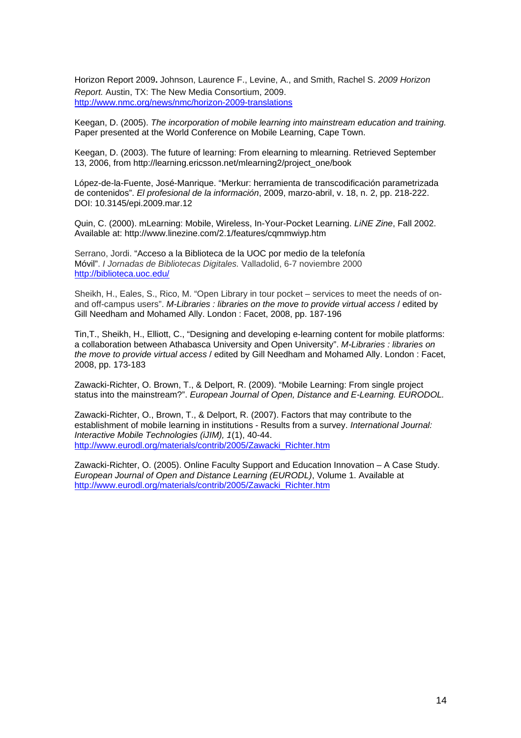Horizon Report 2009**.** Johnson, Laurence F., Levine, A., and Smith, Rachel S. *2009 Horizon Report.* Austin, TX: The New Media Consortium, 2009. http://www.nmc.org/news/nmc/horizon-2009-translations

Keegan, D. (2005). *The incorporation of mobile learning into mainstream education and training.* Paper presented at the World Conference on Mobile Learning, Cape Town.

Keegan, D. (2003). The future of learning: From elearning to mlearning. Retrieved September 13, 2006, from http://learning.ericsson.net/mlearning2/project_one/book

López-de-la-Fuente, José-Manrique. "Merkur: herramienta de transcodificación parametrizada de contenidos". *El profesional de la información*, 2009, marzo-abril, v. 18, n. 2, pp. 218-222. DOI: 10.3145/epi.2009.mar.12

Quin, C. (2000). mLearning: Mobile, Wireless, In-Your-Pocket Learning. *LiNE Zine*, Fall 2002. Available at: http://www.linezine.com/2.1/features/cqmmwiyp.htm

Serrano, Jordi. "Acceso a la Biblioteca de la UOC por medio de la telefonía Móvil". *I Jornadas de Bibliotecas Digitales.* Valladolid, 6-7 noviembre 2000 http://biblioteca.uoc.edu/

Sheikh, H., Eales, S., Rico, M. "Open Library in tour pocket – services to meet the needs of on- and off-campus users". *M-Libraries : libraries on the move to provide virtual access* / edited by Gill Needham and Mohamed Ally. London : Facet, 2008, pp. 187-196

Tin,T., Sheikh, H., Elliott, C., "Designing and developing e-learning content for mobile platforms: a collaboration between Athabasca University and Open University". *M-Libraries : libraries on the move to provide virtual access* / edited by Gill Needham and Mohamed Ally. London : Facet, 2008, pp. 173-183

Zawacki-Richter, O. Brown, T., & Delport, R. (2009). "Mobile Learning: From single project status into the mainstream?". *European Journal of Open, Distance and E-Learning. EURODOL.*

Zawacki-Richter, O., Brown, T., & Delport, R. (2007). Factors that may contribute to the establishment of mobile learning in institutions - Results from a survey. *International Journal: Interactive Mobile Technologies (iJIM), 1*(1), 40-44. http://www.eurodl.org/materials/contrib/2005/Zawacki_Richter.htm

Zawacki-Richter, O. (2005). Online Faculty Support and Education Innovation – A Case Study. *European Journal of Open and Distance Learning (EURODL)*, Volume 1. Available at http://www.eurodl.org/materials/contrib/2005/Zawacki_Richter.htm